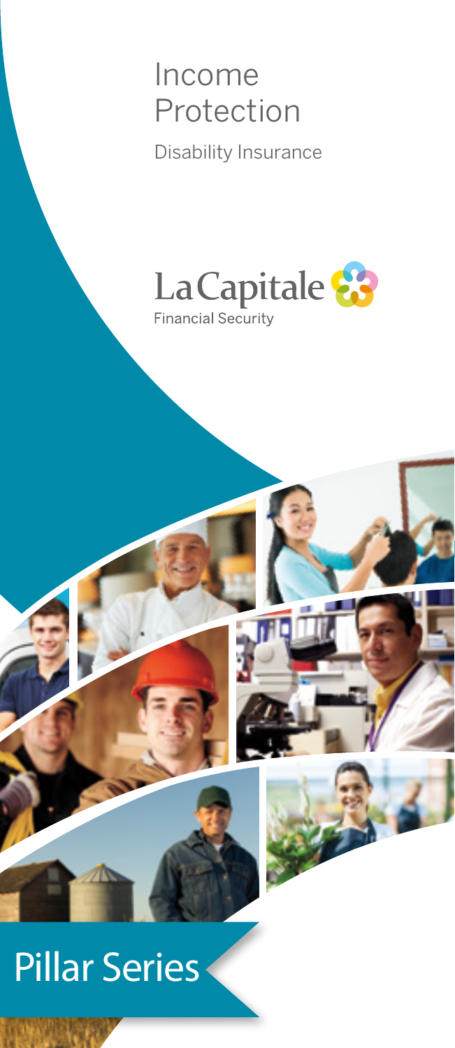# Income Protection

Disability Insurance

La Capitale
Financial Security

## Pillar Series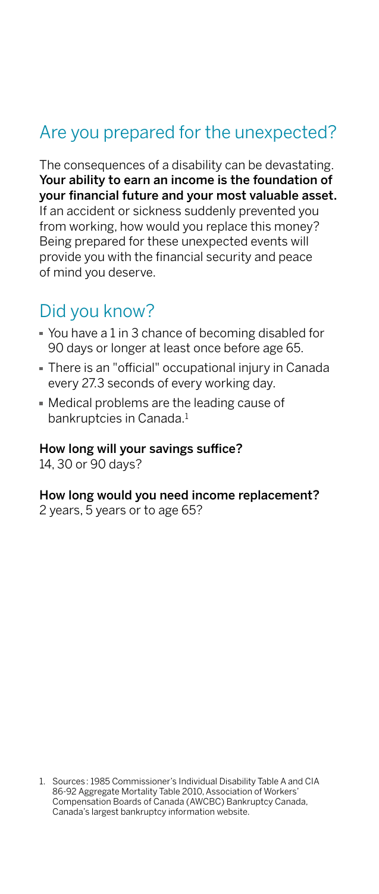## Are you prepared for the unexpected?

The consequences of a disability can be devastating. **Your ability to earn an income is the foundation of your financial future and your most valuable asset.** If an accident or sickness suddenly prevented you from working, how would you replace this money? Being prepared for these unexpected events will provide you with the financial security and peace of mind you deserve.

## Did you know?

- You have a 1 in 3 chance of becoming disabled for 90 days or longer at least once before age 65.
- There is an "official" occupational injury in Canada every 27.3 seconds of every working day.
- Medical problems are the leading cause of bankruptcies in Canada.[1]

**How long will your savings suffice?**
14, 30 or 90 days?

**How long would you need income replacement?**
2 years, 5 years or to age 65?

1. Sources: 1985 Commissioner's Individual Disability Table A and CIA 86-92 Aggregate Mortality Table 2010, Association of Workers' Compensation Boards of Canada (AWCBC) Bankruptcy Canada, Canada's largest bankruptcy information website.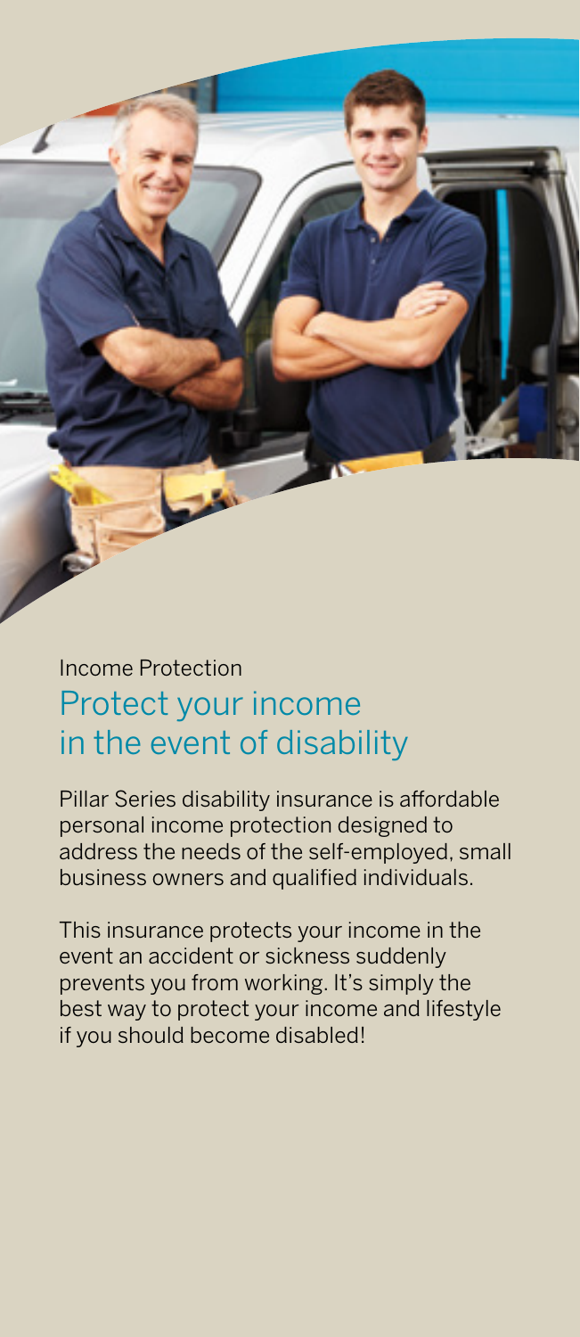Income Protection

## Protect your income in the event of disability

Pillar Series disability insurance is affordable personal income protection designed to address the needs of the self-employed, small business owners and qualified individuals.

This insurance protects your income in the event an accident or sickness suddenly prevents you from working. It's simply the best way to protect your income and lifestyle if you should become disabled!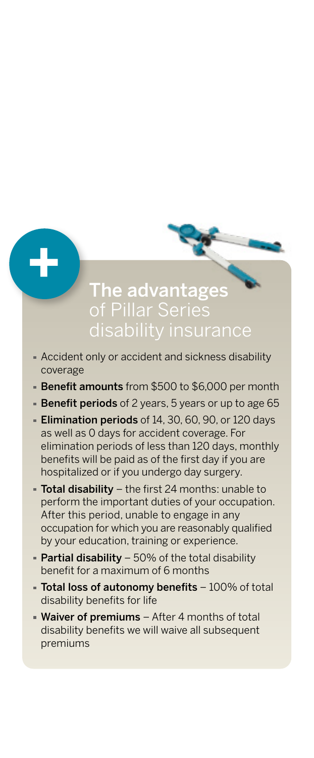## The advantages of Pillar Series disability insurance

- Accident only or accident and sickness disability coverage
- **Benefit amounts** from $500 to $6,000 per month
- **Benefit periods** of 2 years, 5 years or up to age 65
- **Elimination periods** of 14, 30, 60, 90, or 120 days as well as 0 days for accident coverage. For elimination periods of less than 120 days, monthly benefits will be paid as of the first day if you are hospitalized or if you undergo day surgery.
- **Total disability** – the first 24 months: unable to perform the important duties of your occupation. After this period, unable to engage in any occupation for which you are reasonably qualified by your education, training or experience.
- **Partial disability** – 50% of the total disability benefit for a maximum of 6 months
- **Total loss of autonomy benefits** – 100% of total disability benefits for life
- **Waiver of premiums** – After 4 months of total disability benefits we will waive all subsequent premiums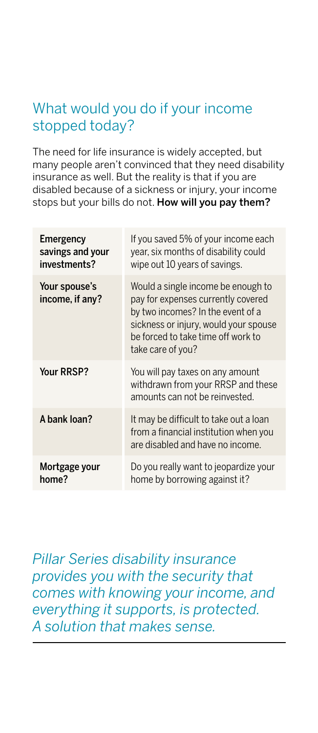## What would you do if your income stopped today?

The need for life insurance is widely accepted, but many people aren't convinced that they need disability insurance as well. But the reality is that if you are disabled because of a sickness or injury, your income stops but your bills do not. **How will you pay them?**

| | |
|---|---|
| **Emergency savings and your investments?** | If you saved 5% of your income each year, six months of disability could wipe out 10 years of savings. |
| **Your spouse's income, if any?** | Would a single income be enough to pay for expenses currently covered by two incomes? In the event of a sickness or injury, would your spouse be forced to take time off work to take care of you? |
| **Your RRSP?** | You will pay taxes on any amount withdrawn from your RRSP and these amounts can not be reinvested. |
| **A bank loan?** | It may be difficult to take out a loan from a financial institution when you are disabled and have no income. |
| **Mortgage your home?** | Do you really want to jeopardize your home by borrowing against it? |

*Pillar Series disability insurance provides you with the security that comes with knowing your income, and everything it supports, is protected. A solution that makes sense.*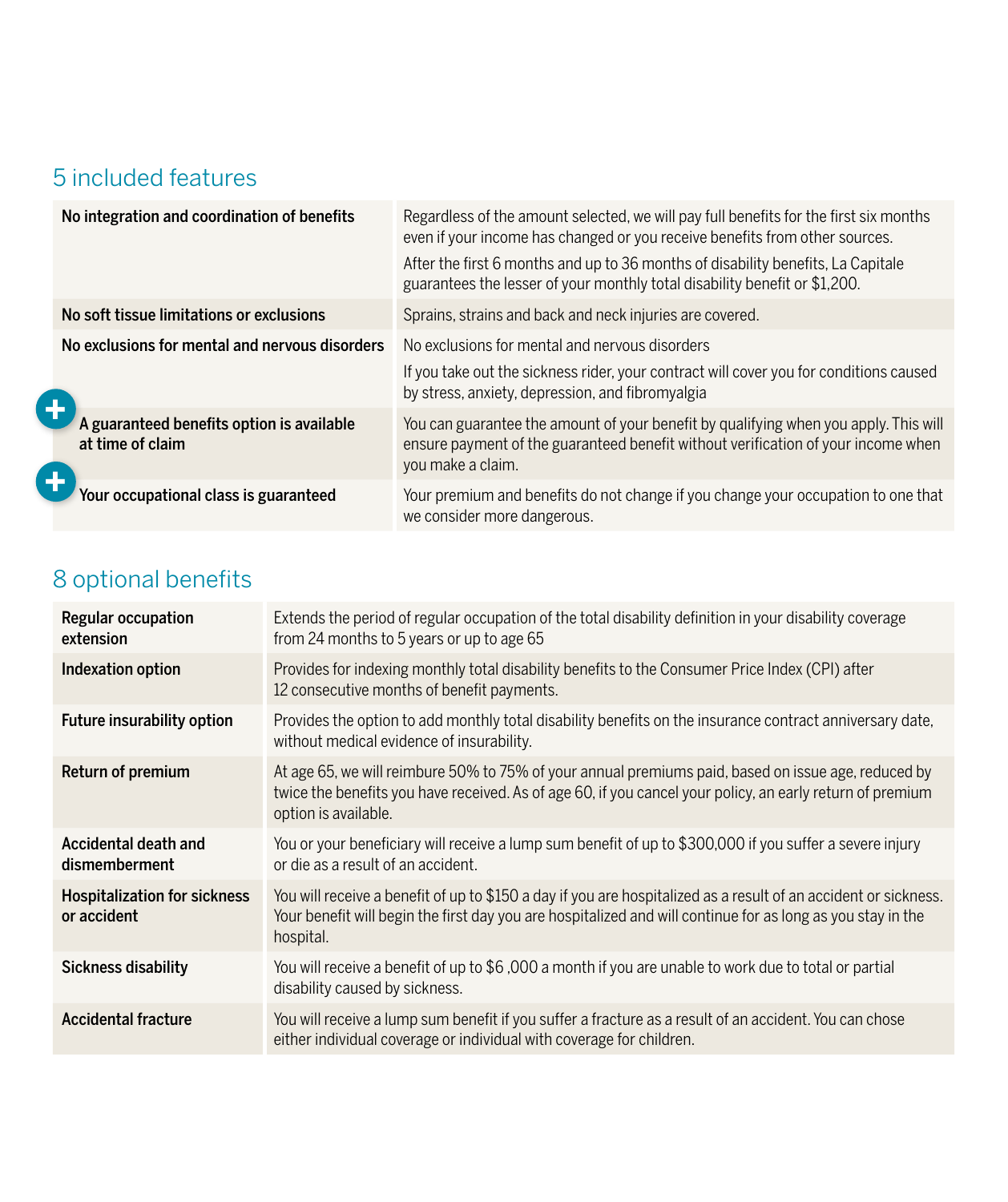## 5 included features

| | |
|---|---|
| **No integration and coordination of benefits** | Regardless of the amount selected, we will pay full benefits for the first six months even if your income has changed or you receive benefits from other sources. After the first 6 months and up to 36 months of disability benefits, La Capitale guarantees the lesser of your monthly total disability benefit or $1,200. |
| **No soft tissue limitations or exclusions** | Sprains, strains and back and neck injuries are covered. |
| **No exclusions for mental and nervous disorders** | No exclusions for mental and nervous disorders If you take out the sickness rider, your contract will cover you for conditions caused by stress, anxiety, depression, and fibromyalgia |
| **A guaranteed benefits option is available at time of claim** | You can guarantee the amount of your benefit by qualifying when you apply. This will ensure payment of the guaranteed benefit without verification of your income when you make a claim. |
| **Your occupational class is guaranteed** | Your premium and benefits do not change if you change your occupation to one that we consider more dangerous. |

## 8 optional benefits

| | |
|---|---|
| **Regular occupation extension** | Extends the period of regular occupation of the total disability definition in your disability coverage from 24 months to 5 years or up to age 65 |
| **Indexation option** | Provides for indexing monthly total disability benefits to the Consumer Price Index (CPI) after 12 consecutive months of benefit payments. |
| **Future insurability option** | Provides the option to add monthly total disability benefits on the insurance contract anniversary date, without medical evidence of insurability. |
| **Return of premium** | At age 65, we will reimburse 50% to 75% of your annual premiums paid, based on issue age, reduced by twice the benefits you have received. As of age 60, if you cancel your policy, an early return of premium option is available. |
| **Accidental death and dismemberment** | You or your beneficiary will receive a lump sum benefit of up to $300,000 if you suffer a severe injury or die as a result of an accident. |
| **Hospitalization for sickness or accident** | You will receive a benefit of up to $150 a day if you are hospitalized as a result of an accident or sickness. Your benefit will begin the first day you are hospitalized and will continue for as long as you stay in the hospital. |
| **Sickness disability** | You will receive a benefit of up to $6 ,000 a month if you are unable to work due to total or partial disability caused by sickness. |
| **Accidental fracture** | You will receive a lump sum benefit if you suffer a fracture as a result of an accident. You can chose either individual coverage or individual with coverage for children. |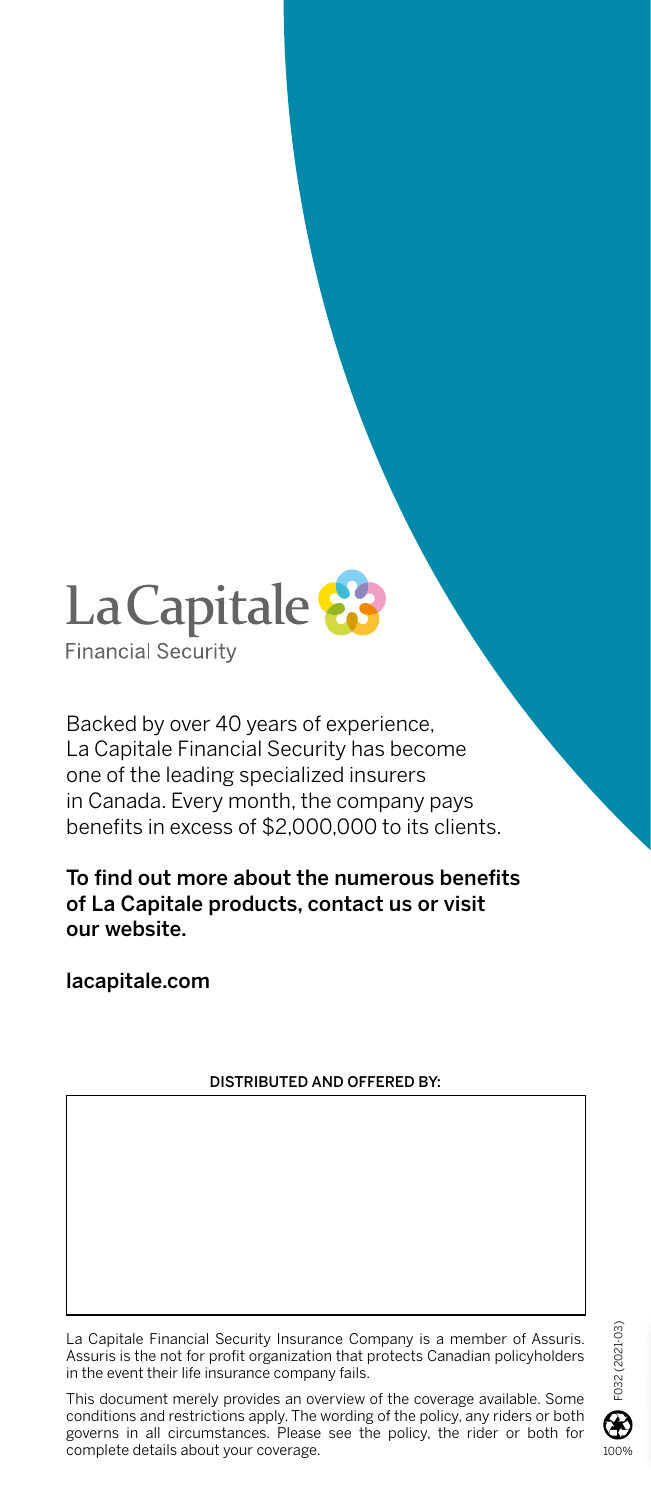La Capitale

Financial Security

Backed by over 40 years of experience, La Capitale Financial Security has become one of the leading specialized insurers in Canada. Every month, the company pays benefits in excess of $2,000,000 to its clients.

**To find out more about the numerous benefits of La Capitale products, contact us or visit our website.**

**lacapitale.com**

DISTRIBUTED AND OFFERED BY:

La Capitale Financial Security Insurance Company is a member of Assuris. Assuris is the not for profit organization that protects Canadian policyholders in the event their life insurance company fails.

This document merely provides an overview of the coverage available. Some conditions and restrictions apply. The wording of the policy, any riders or both governs in all circumstances. Please see the policy, the rider or both for complete details about your coverage.

F032 (2021-03)

100%